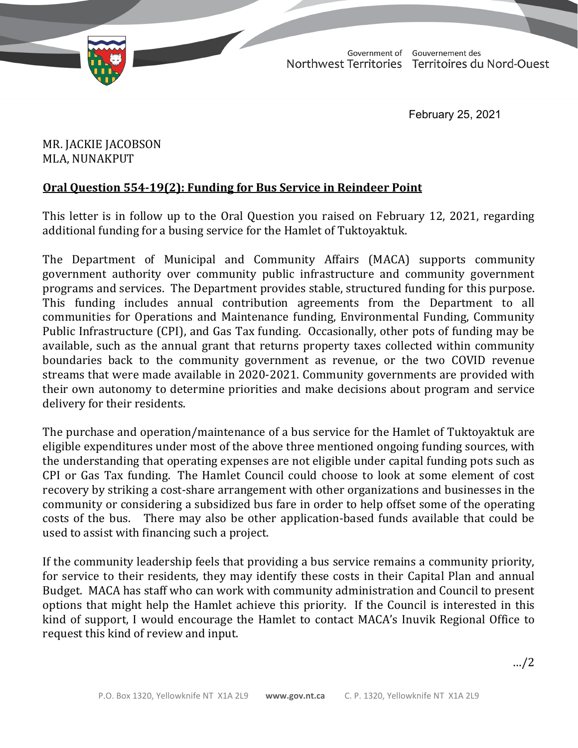Government of Northwest Territories | Gouvernement des Territoires du Nord-Ouest

February 25, 2021

MR. JACKIE JACOBSON
MLA, NUNAKPUT

**Oral Question 554-19(2): Funding for Bus Service in Reindeer Point**

This letter is in follow up to the Oral Question you raised on February 12, 2021, regarding additional funding for a busing service for the Hamlet of Tuktoyaktuk.

The Department of Municipal and Community Affairs (MACA) supports community government authority over community public infrastructure and community government programs and services. The Department provides stable, structured funding for this purpose. This funding includes annual contribution agreements from the Department to all communities for Operations and Maintenance funding, Environmental Funding, Community Public Infrastructure (CPI), and Gas Tax funding. Occasionally, other pots of funding may be available, such as the annual grant that returns property taxes collected within community boundaries back to the community government as revenue, or the two COVID revenue streams that were made available in 2020-2021. Community governments are provided with their own autonomy to determine priorities and make decisions about program and service delivery for their residents.

The purchase and operation/maintenance of a bus service for the Hamlet of Tuktoyaktuk are eligible expenditures under most of the above three mentioned ongoing funding sources, with the understanding that operating expenses are not eligible under capital funding pots such as CPI or Gas Tax funding. The Hamlet Council could choose to look at some element of cost recovery by striking a cost-share arrangement with other organizations and businesses in the community or considering a subsidized bus fare in order to help offset some of the operating costs of the bus. There may also be other application-based funds available that could be used to assist with financing such a project.

If the community leadership feels that providing a bus service remains a community priority, for service to their residents, they may identify these costs in their Capital Plan and annual Budget. MACA has staff who can work with community administration and Council to present options that might help the Hamlet achieve this priority. If the Council is interested in this kind of support, I would encourage the Hamlet to contact MACA's Inuvik Regional Office to request this kind of review and input.

.../2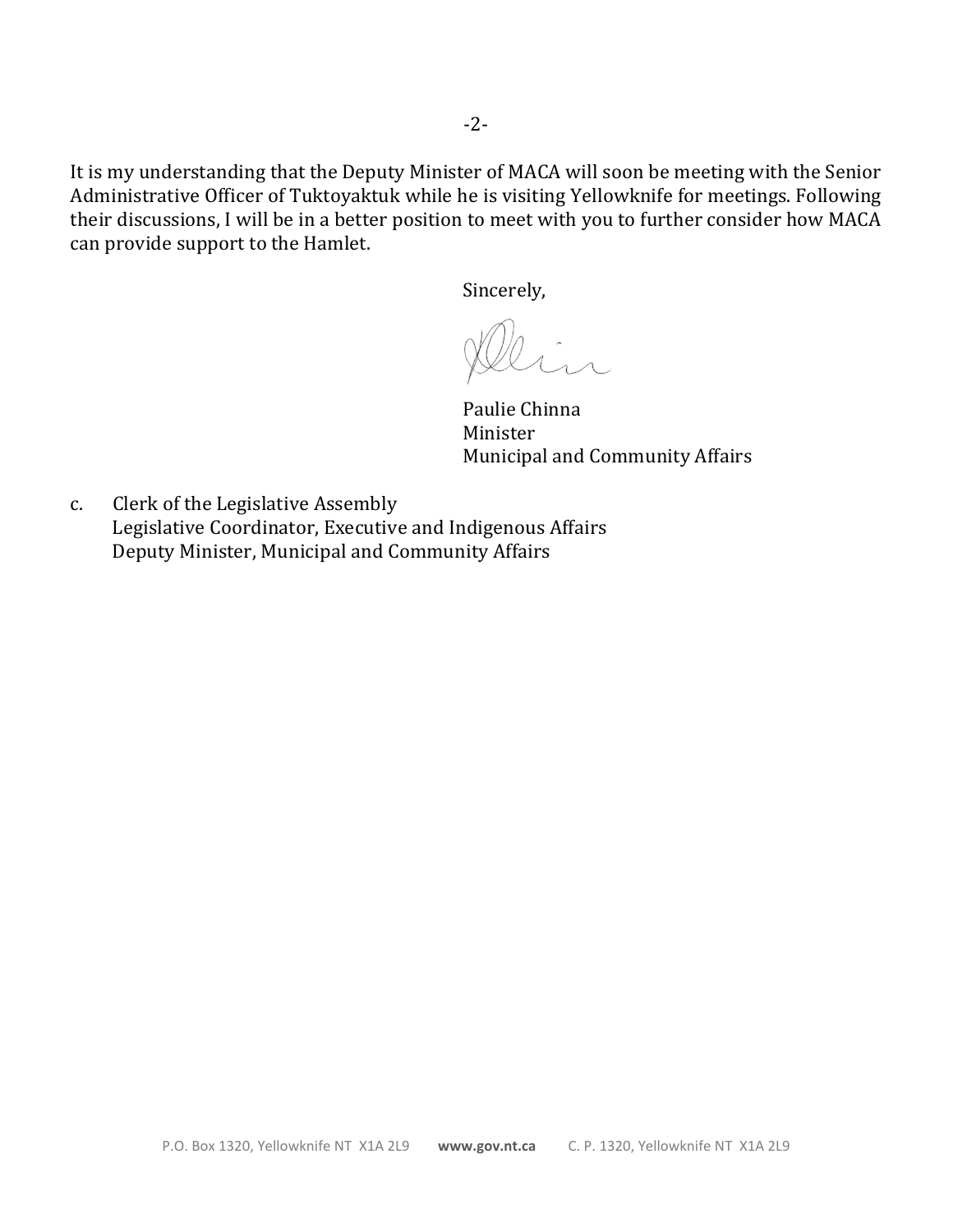It is my understanding that the Deputy Minister of MACA will soon be meeting with the Senior Administrative Officer of Tuktoyaktuk while he is visiting Yellowknife for meetings. Following their discussions, I will be in a better position to meet with you to further consider how MACA can provide support to the Hamlet.

Sincerely,

Paulie Chinna
Minister
Municipal and Community Affairs

c. Clerk of the Legislative Assembly
Legislative Coordinator, Executive and Indigenous Affairs
Deputy Minister, Municipal and Community Affairs